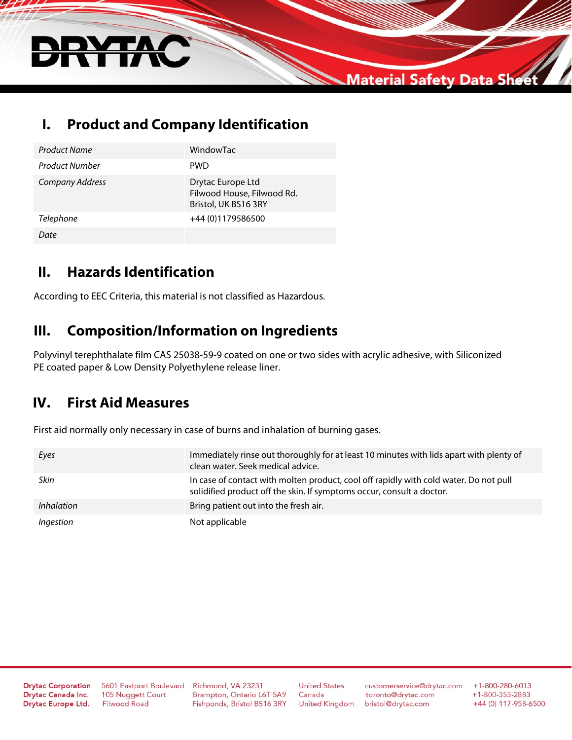# Material Safety Data Sheet

## I. Product and Company Identification

| | |
|---|---|
| *Product Name* | WindowTac |
| *Product Number* | PWD |
| *Company Address* | Drytac Europe Ltd<br>Filwood House, Filwood Rd.<br>Bristol, UK BS16 3RY |
| *Telephone* | +44 (0)1179586500 |
| *Date* | |

## II. Hazards Identification

According to EEC Criteria, this material is not classified as Hazardous.

## III. Composition/Information on Ingredients

Polyvinyl terephthalate film CAS 25038-59-9 coated on one or two sides with acrylic adhesive, with Siliconized PE coated paper & Low Density Polyethylene release liner.

## IV. First Aid Measures

First aid normally only necessary in case of burns and inhalation of burning gases.

| | |
|---|---|
| *Eyes* | Immediately rinse out thoroughly for at least 10 minutes with lids apart with plenty of clean water. Seek medical advice. |
| *Skin* | In case of contact with molten product, cool off rapidly with cold water. Do not pull solidified product off the skin. If symptoms occur, consult a doctor. |
| *Inhalation* | Bring patient out into the fresh air. |
| *Ingestion* | Not applicable |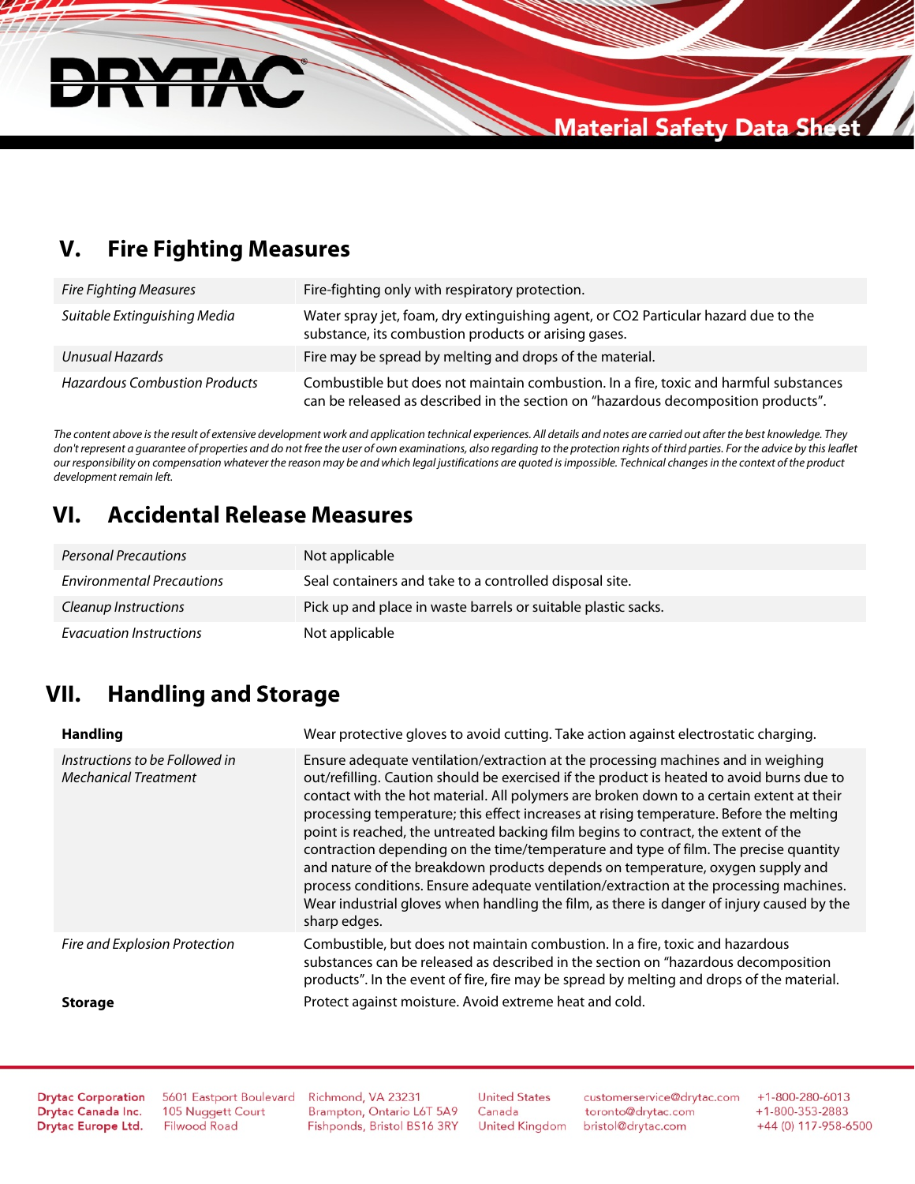## V. Fire Fighting Measures

| | |
|---|---|
| *Fire Fighting Measures* | Fire-fighting only with respiratory protection. |
| *Suitable Extinguishing Media* | Water spray jet, foam, dry extinguishing agent, or $CO_2$ Particular hazard due to the substance, its combustion products or arising gases. |
| *Unusual Hazards* | Fire may be spread by melting and drops of the material. |
| *Hazardous Combustion Products* | Combustible but does not maintain combustion. In a fire, toxic and harmful substances can be released as described in the section on “hazardous decomposition products”. |

*The content above is the result of extensive development work and application technical experiences. All details and notes are carried out after the best knowledge. They don't represent a guarantee of properties and do not free the user of own examinations, also regarding to the protection rights of third parties. For the advice by this leaflet our responsibility on compensation whatever the reason may be and which legal justifications are quoted is impossible. Technical changes in the context of the product development remain left.*

## VI. Accidental Release Measures

| | |
|---|---|
| *Personal Precautions* | Not applicable |
| *Environmental Precautions* | Seal containers and take to a controlled disposal site. |
| *Cleanup Instructions* | Pick up and place in waste barrels or suitable plastic sacks. |
| *Evacuation Instructions* | Not applicable |

## VII. Handling and Storage

| | |
|---|---|
| **Handling** | Wear protective gloves to avoid cutting. Take action against electrostatic charging. |
| *Instructions to be Followed in Mechanical Treatment* | Ensure adequate ventilation/extraction at the processing machines and in weighing out/refilling. Caution should be exercised if the product is heated to avoid burns due to contact with the hot material. All polymers are broken down to a certain extent at their processing temperature; this effect increases at rising temperature. Before the melting point is reached, the untreated backing film begins to contract, the extent of the contraction depending on the time/temperature and type of film. The precise quantity and nature of the breakdown products depends on temperature, oxygen supply and process conditions. Ensure adequate ventilation/extraction at the processing machines. Wear industrial gloves when handling the film, as there is danger of injury caused by the sharp edges. |
| *Fire and Explosion Protection* | Combustible, but does not maintain combustion. In a fire, toxic and hazardous substances can be released as described in the section on “hazardous decomposition products”. In the event of fire, fire may be spread by melting and drops of the material. |
| **Storage** | Protect against moisture. Avoid extreme heat and cold. |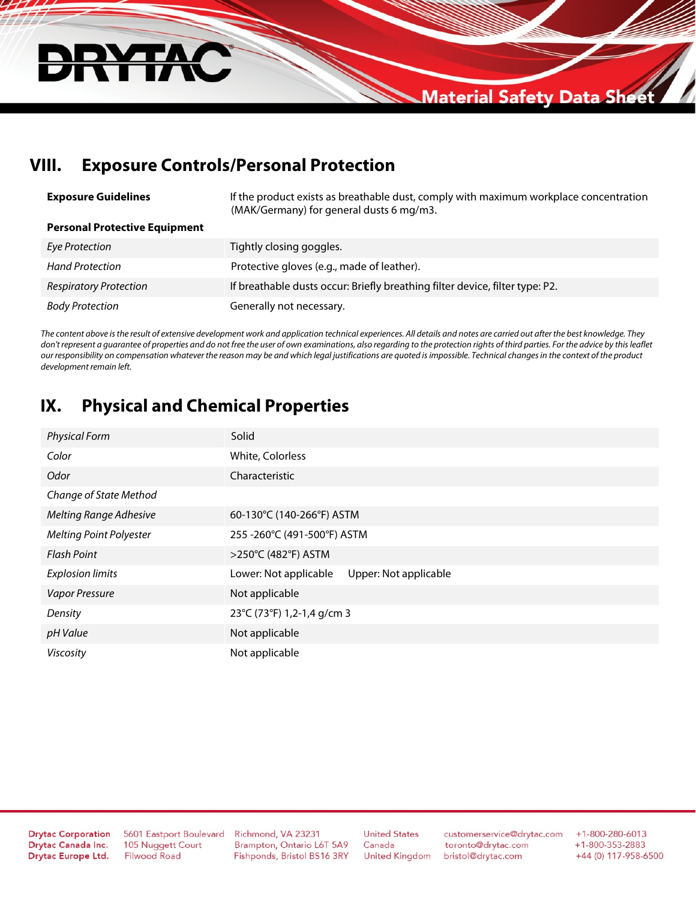## VIII. Exposure Controls/Personal Protection

| **Exposure Guidelines** | If the product exists as breathable dust, comply with maximum workplace concentration (MAK/Germany) for general dusts 6 mg/m3. |
|---|---|
| **Personal Protective Equipment** | |
| *Eye Protection* | Tightly closing goggles. |
| *Hand Protection* | Protective gloves (e.g., made of leather). |
| *Respiratory Protection* | If breathable dusts occur: Briefly breathing filter device, filter type: P2. |
| *Body Protection* | Generally not necessary. |

*The content above is the result of extensive development work and application technical experiences. All details and notes are carried out after the best knowledge. They don't represent a guarantee of properties and do not free the user of own examinations, also regarding to the protection rights of third parties. For the advice by this leaflet our responsibility on compensation whatever the reason may be and which legal justifications are quoted is impossible. Technical changes in the context of the product development remain left.*

## IX. Physical and Chemical Properties

| | |
|---|---|
| *Physical Form* | Solid |
| *Color* | White, Colorless |
| *Odor* | Characteristic |
| *Change of State Method* | |
| *Melting Range Adhesive* | 60-130°C (140-266°F) ASTM |
| *Melting Point Polyester* | 255 -260°C (491-500°F) ASTM |
| *Flash Point* | >250°C (482°F) ASTM |
| *Explosion limits* | Lower: Not applicable     Upper: Not applicable |
| *Vapor Pressure* | Not applicable |
| *Density* | 23°C (73°F) 1,2-1,4 g/cm 3 |
| *pH Value* | Not applicable |
| *Viscosity* | Not applicable |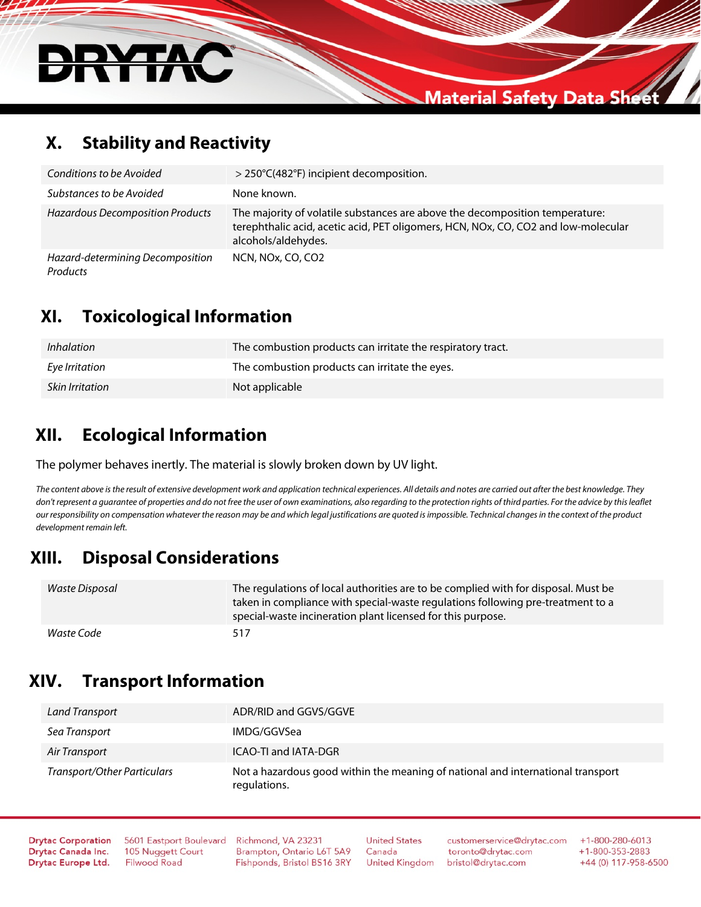## X. Stability and Reactivity

| | |
|---|---|
| *Conditions to be Avoided* | > 250°C(482°F) incipient decomposition. |
| *Substances to be Avoided* | None known. |
| *Hazardous Decomposition Products* | The majority of volatile substances are above the decomposition temperature: terephthalic acid, acetic acid, PET oligomers, HCN, NOx, CO, CO2 and low-molecular alcohols/aldehydes. |
| *Hazard-determining Decomposition Products* | NCN, NOx, CO, CO2 |

## XI. Toxicological Information

| | |
|---|---|
| *Inhalation* | The combustion products can irritate the respiratory tract. |
| *Eye Irritation* | The combustion products can irritate the eyes. |
| *Skin Irritation* | Not applicable |

## XII. Ecological Information

The polymer behaves inertly. The material is slowly broken down by UV light.

*The content above is the result of extensive development work and application technical experiences. All details and notes are carried out after the best knowledge. They don't represent a guarantee of properties and do not free the user of own examinations, also regarding to the protection rights of third parties. For the advice by this leaflet our responsibility on compensation whatever the reason may be and which legal justifications are quoted is impossible. Technical changes in the context of the product development remain left.*

## XIII. Disposal Considerations

| | |
|---|---|
| *Waste Disposal* | The regulations of local authorities are to be complied with for disposal. Must be taken in compliance with special-waste regulations following pre-treatment to a special-waste incineration plant licensed for this purpose. |
| *Waste Code* | 517 |

## XIV. Transport Information

| | |
|---|---|
| *Land Transport* | ADR/RID and GGVS/GGVE |
| *Sea Transport* | IMDG/GGVSea |
| *Air Transport* | ICAO-TI and IATA-DGR |
| *Transport/Other Particulars* | Not a hazardous good within the meaning of national and international transport regulations. |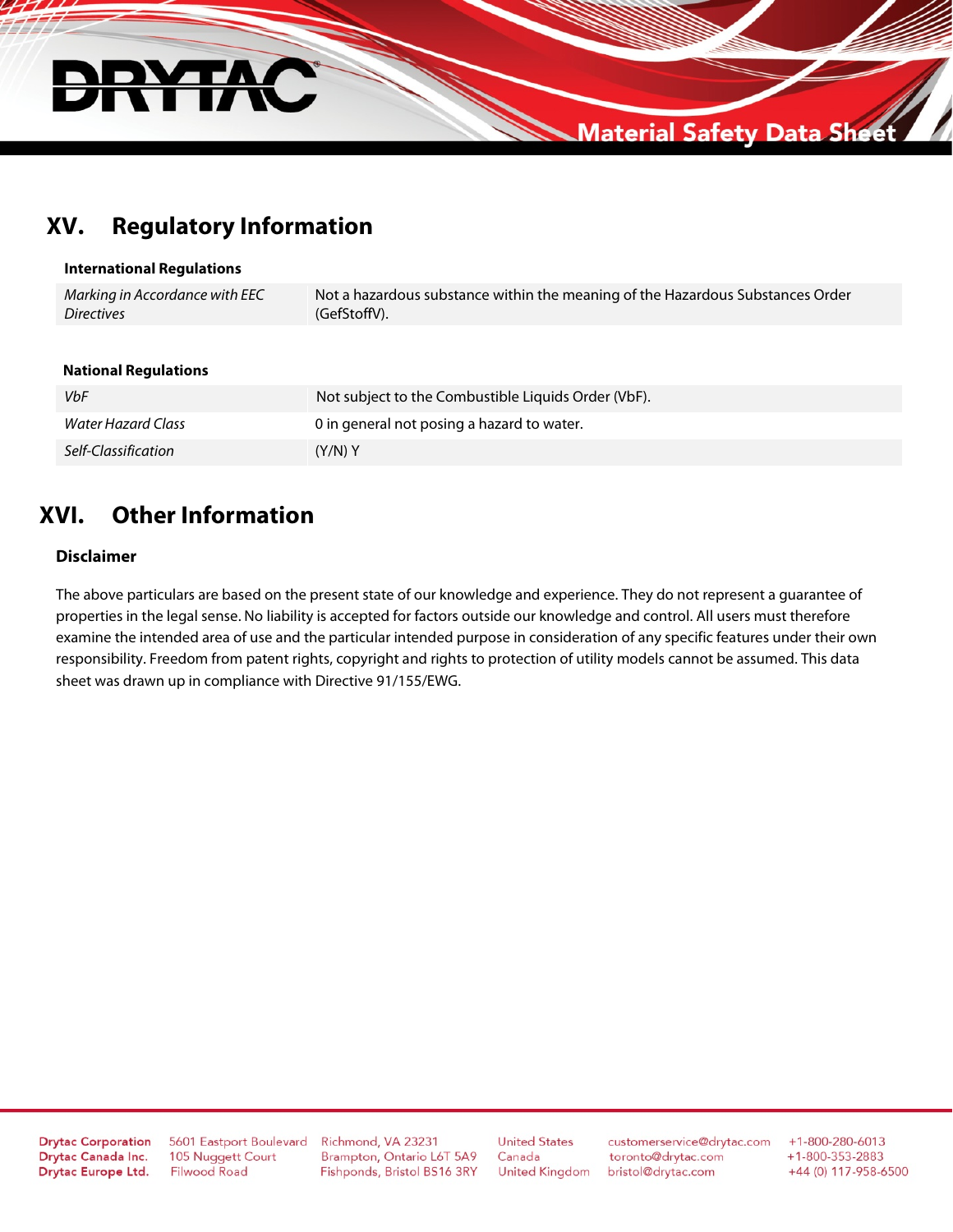## XV. Regulatory Information

### International Regulations

| | |
|---|---|
| *Marking in Accordance with EEC Directives* | Not a hazardous substance within the meaning of the Hazardous Substances Order (GefStoffV). |

### National Regulations

| | |
|---|---|
| *VbF* | Not subject to the Combustible Liquids Order (VbF). |
| *Water Hazard Class* | 0 in general not posing a hazard to water. |
| *Self-Classification* | (Y/N) Y |

## XVI. Other Information

### Disclaimer

The above particulars are based on the present state of our knowledge and experience. They do not represent a guarantee of properties in the legal sense. No liability is accepted for factors outside our knowledge and control. All users must therefore examine the intended area of use and the particular intended purpose in consideration of any specific features under their own responsibility. Freedom from patent rights, copyright and rights to protection of utility models cannot be assumed. This data sheet was drawn up in compliance with Directive 91/155/EWG.